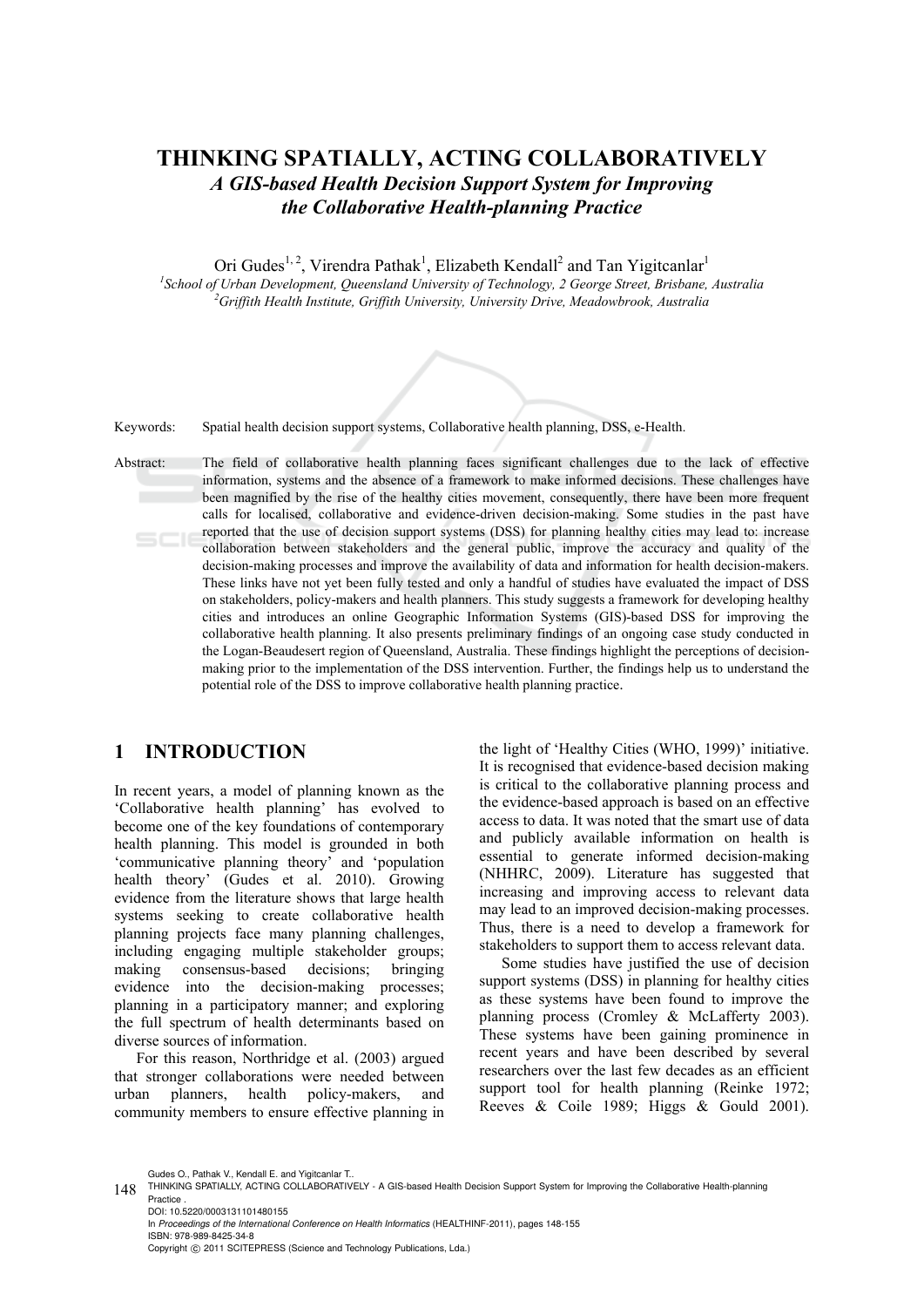# THINKING SPATIALLY, ACTING COLLABORATIVELY

## *A GIS-based Health Decision Support System for Improving the Collaborative Health-planning Practice*

Ori Gudes[1, 2], Virendra Pathak[1], Elizabeth Kendall[2] and Tan Yigitcanlar[1]

[1]*School of Urban Development, Queensland University of Technology, 2 George Street, Brisbane, Australia*
[2]*Griffith Health Institute, Griffith University, University Drive, Meadowbrook, Australia*

Keywords: Spatial health decision support systems, Collaborative health planning, DSS, e-Health.

Abstract: The field of collaborative health planning faces significant challenges due to the lack of effective information, systems and the absence of a framework to make informed decisions. These challenges have been magnified by the rise of the healthy cities movement, consequently, there have been more frequent calls for localised, collaborative and evidence-driven decision-making. Some studies in the past have reported that the use of decision support systems (DSS) for planning healthy cities may lead to: increase collaboration between stakeholders and the general public, improve the accuracy and quality of the decision-making processes and improve the availability of data and information for health decision-makers. These links have not yet been fully tested and only a handful of studies have evaluated the impact of DSS on stakeholders, policy-makers and health planners. This study suggests a framework for developing healthy cities and introduces an online Geographic Information Systems (GIS)-based DSS for improving the collaborative health planning. It also presents preliminary findings of an ongoing case study conducted in the Logan-Beaudesert region of Queensland, Australia. These findings highlight the perceptions of decision-making prior to the implementation of the DSS intervention. Further, the findings help us to understand the potential role of the DSS to improve collaborative health planning practice.

## 1 INTRODUCTION

In recent years, a model of planning known as the 'Collaborative health planning' has evolved to become one of the key foundations of contemporary health planning. This model is grounded in both 'communicative planning theory' and 'population health theory' (Gudes et al. 2010). Growing evidence from the literature shows that large health systems seeking to create collaborative health planning projects face many planning challenges, including engaging multiple stakeholder groups; making consensus-based decisions; bringing evidence into the decision-making processes; planning in a participatory manner; and exploring the full spectrum of health determinants based on diverse sources of information.

For this reason, Northridge et al. (2003) argued that stronger collaborations were needed between urban planners, health policy-makers, and community members to ensure effective planning in the light of 'Healthy Cities (WHO, 1999)' initiative. It is recognised that evidence-based decision making is critical to the collaborative planning process and the evidence-based approach is based on an effective access to data. It was noted that the smart use of data and publicly available information on health is essential to generate informed decision-making (NHHRC, 2009). Literature has suggested that increasing and improving access to relevant data may lead to an improved decision-making processes. Thus, there is a need to develop a framework for stakeholders to support them to access relevant data.

Some studies have justified the use of decision support systems (DSS) in planning for healthy cities as these systems have been found to improve the planning process (Cromley & McLafferty 2003). These systems have been gaining prominence in recent years and have been described by several researchers over the last few decades as an efficient support tool for health planning (Reinke 1972; Reeves & Coile 1989; Higgs & Gould 2001).

Gudes O., Pathak V., Kendall E. and Yigitcanlar T..
THINKING SPATIALLY, ACTING COLLABORATIVELY - A GIS-based Health Decision Support System for Improving the Collaborative Health-planning Practice .
DOI: 10.5220/0003131101480155
In *Proceedings of the International Conference on Health Informatics* (HEALTHINF-2011), pages 148-155
ISBN: 978-989-8425-34-8
Copyright © 2011 SCITEPRESS (Science and Technology Publications, Lda.)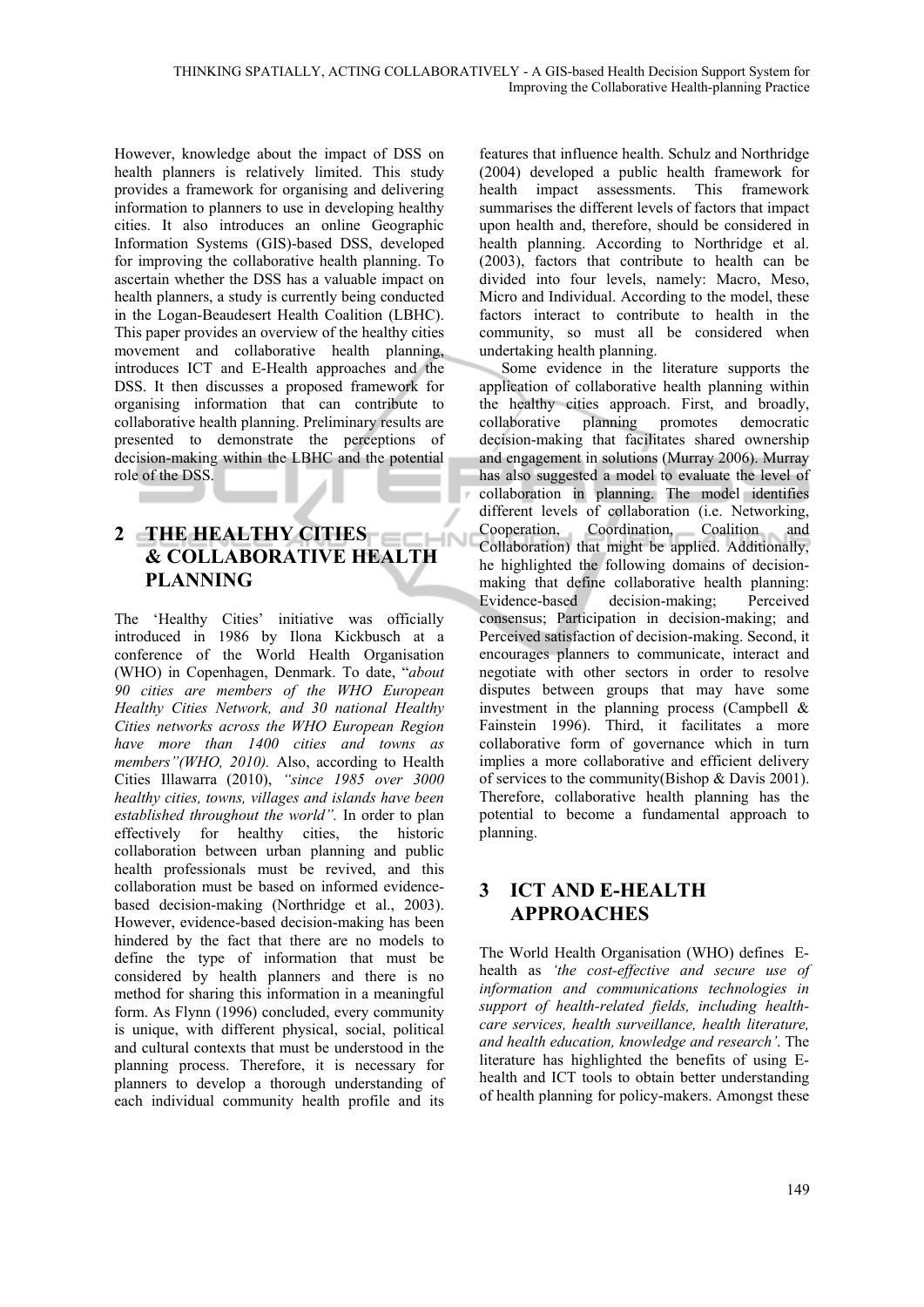However, knowledge about the impact of DSS on health planners is relatively limited. This study provides a framework for organising and delivering information to planners to use in developing healthy cities. It also introduces an online Geographic Information Systems (GIS)-based DSS, developed for improving the collaborative health planning. To ascertain whether the DSS has a valuable impact on health planners, a study is currently being conducted in the Logan-Beaudesert Health Coalition (LBHC). This paper provides an overview of the healthy cities movement and collaborative health planning, introduces ICT and E-Health approaches and the DSS. It then discusses a proposed framework for organising information that can contribute to collaborative health planning. Preliminary results are presented to demonstrate the perceptions of decision-making within the LBHC and the potential role of the DSS.

## 2 THE HEALTHY CITIES & COLLABORATIVE HEALTH PLANNING

The 'Healthy Cities' initiative was officially introduced in 1986 by Ilona Kickbusch at a conference of the World Health Organisation (WHO) in Copenhagen, Denmark. To date, "*about 90 cities are members of the WHO European Healthy Cities Network, and 30 national Healthy Cities networks across the WHO European Region have more than 1400 cities and towns as members"(WHO, 2010).* Also, according to Health Cities Illawarra (2010), *"since 1985 over 3000 healthy cities, towns, villages and islands have been established throughout the world".* In order to plan effectively for healthy cities, the historic collaboration between urban planning and public health professionals must be revived, and this collaboration must be based on informed evidence-based decision-making (Northridge et al., 2003). However, evidence-based decision-making has been hindered by the fact that there are no models to define the type of information that must be considered by health planners and there is no method for sharing this information in a meaningful form. As Flynn (1996) concluded, every community is unique, with different physical, social, political and cultural contexts that must be understood in the planning process. Therefore, it is necessary for planners to develop a thorough understanding of each individual community health profile and its features that influence health. Schulz and Northridge (2004) developed a public health framework for health impact assessments. This framework summarises the different levels of factors that impact upon health and, therefore, should be considered in health planning. According to Northridge et al. (2003), factors that contribute to health can be divided into four levels, namely: Macro, Meso, Micro and Individual. According to the model, these factors interact to contribute to health in the community, so must all be considered when undertaking health planning.

Some evidence in the literature supports the application of collaborative health planning within the healthy cities approach. First, and broadly, collaborative planning promotes democratic decision-making that facilitates shared ownership and engagement in solutions (Murray 2006). Murray has also suggested a model to evaluate the level of collaboration in planning. The model identifies different levels of collaboration (i.e. Networking, Cooperation, Coordination, Coalition and Collaboration) that might be applied. Additionally, he highlighted the following domains of decision-making that define collaborative health planning: Evidence-based decision-making; Perceived consensus; Participation in decision-making; and Perceived satisfaction of decision-making. Second, it encourages planners to communicate, interact and negotiate with other sectors in order to resolve disputes between groups that may have some investment in the planning process (Campbell & Fainstein 1996). Third, it facilitates a more collaborative form of governance which in turn implies a more collaborative and efficient delivery of services to the community(Bishop & Davis 2001). Therefore, collaborative health planning has the potential to become a fundamental approach to planning.

## 3 ICT AND E-HEALTH APPROACHES

The World Health Organisation (WHO) defines E-health as *'the cost-effective and secure use of information and communications technologies in support of health-related fields, including health-care services, health surveillance, health literature, and health education, knowledge and research'*. The literature has highlighted the benefits of using E-health and ICT tools to obtain better understanding of health planning for policy-makers. Amongst these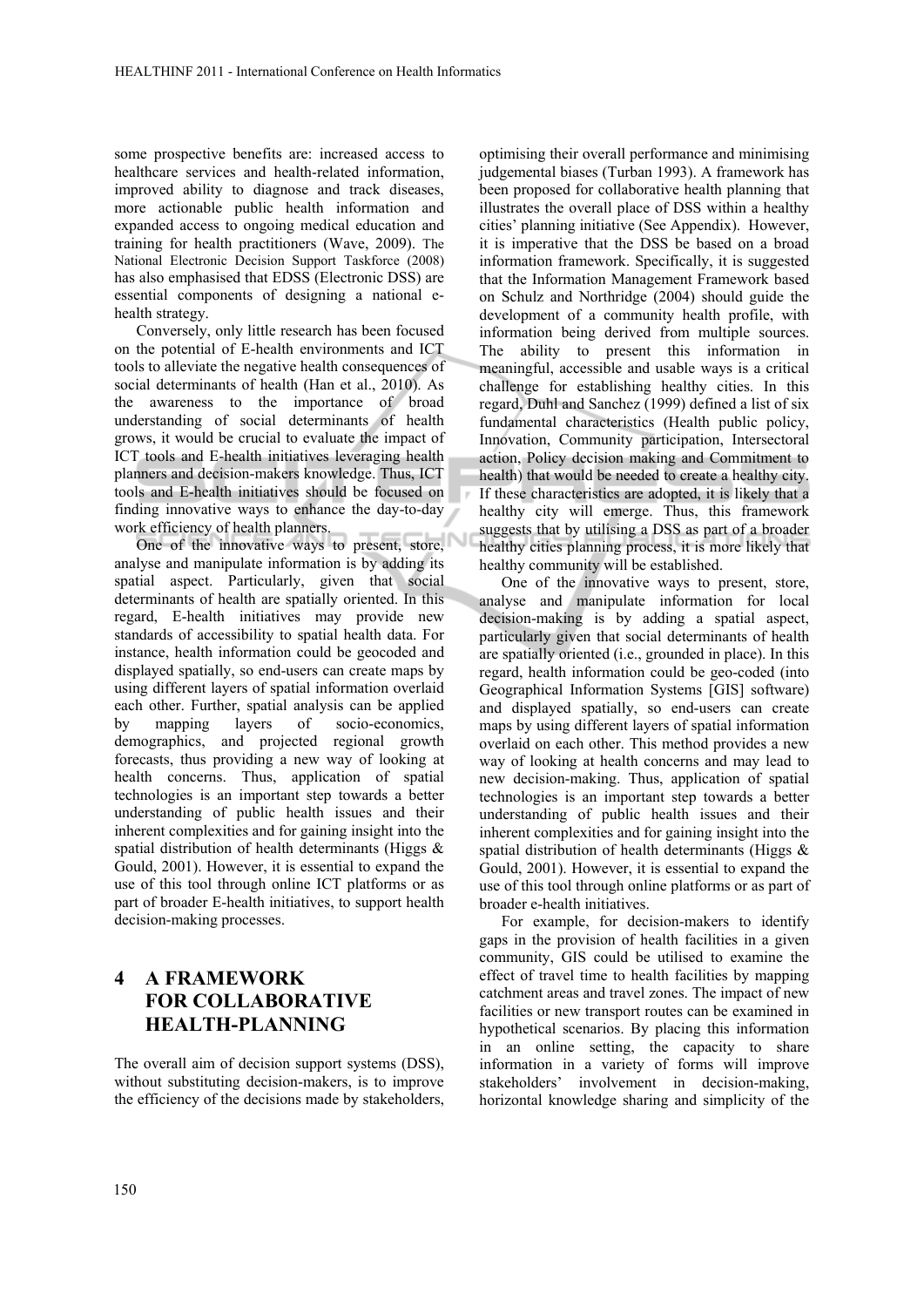some prospective benefits are: increased access to healthcare services and health-related information, improved ability to diagnose and track diseases, more actionable public health information and expanded access to ongoing medical education and training for health practitioners (Wave, 2009). The National Electronic Decision Support Taskforce (2008) has also emphasised that EDSS (Electronic DSS) are essential components of designing a national e-health strategy.

Conversely, only little research has been focused on the potential of E-health environments and ICT tools to alleviate the negative health consequences of social determinants of health (Han et al., 2010). As the awareness to the importance of broad understanding of social determinants of health grows, it would be crucial to evaluate the impact of ICT tools and E-health initiatives leveraging health planners and decision-makers knowledge. Thus, ICT tools and E-health initiatives should be focused on finding innovative ways to enhance the day-to-day work efficiency of health planners.

One of the innovative ways to present, store, analyse and manipulate information is by adding its spatial aspect. Particularly, given that social determinants of health are spatially oriented. In this regard, E-health initiatives may provide new standards of accessibility to spatial health data. For instance, health information could be geocoded and displayed spatially, so end-users can create maps by using different layers of spatial information overlaid each other. Further, spatial analysis can be applied by mapping layers of socio-economics, demographics, and projected regional growth forecasts, thus providing a new way of looking at health concerns. Thus, application of spatial technologies is an important step towards a better understanding of public health issues and their inherent complexities and for gaining insight into the spatial distribution of health determinants (Higgs & Gould, 2001). However, it is essential to expand the use of this tool through online ICT platforms or as part of broader E-health initiatives, to support health decision-making processes.

## 4 A FRAMEWORK FOR COLLABORATIVE HEALTH-PLANNING

The overall aim of decision support systems (DSS), without substituting decision-makers, is to improve the efficiency of the decisions made by stakeholders, optimising their overall performance and minimising judgemental biases (Turban 1993). A framework has been proposed for collaborative health planning that illustrates the overall place of DSS within a healthy cities' planning initiative (See Appendix). However, it is imperative that the DSS be based on a broad information framework. Specifically, it is suggested that the Information Management Framework based on Schulz and Northridge (2004) should guide the development of a community health profile, with information being derived from multiple sources. The ability to present this information in meaningful, accessible and usable ways is a critical challenge for establishing healthy cities. In this regard, Duhl and Sanchez (1999) defined a list of six fundamental characteristics (Health public policy, Innovation, Community participation, Intersectoral action, Policy decision making and Commitment to health) that would be needed to create a healthy city. If these characteristics are adopted, it is likely that a healthy city will emerge. Thus, this framework suggests that by utilising a DSS as part of a broader healthy cities planning process, it is more likely that healthy community will be established.

One of the innovative ways to present, store, analyse and manipulate information for local decision-making is by adding a spatial aspect, particularly given that social determinants of health are spatially oriented (i.e., grounded in place). In this regard, health information could be geo-coded (into Geographical Information Systems [GIS] software) and displayed spatially, so end-users can create maps by using different layers of spatial information overlaid on each other. This method provides a new way of looking at health concerns and may lead to new decision-making. Thus, application of spatial technologies is an important step towards a better understanding of public health issues and their inherent complexities and for gaining insight into the spatial distribution of health determinants (Higgs & Gould, 2001). However, it is essential to expand the use of this tool through online platforms or as part of broader e-health initiatives.

For example, for decision-makers to identify gaps in the provision of health facilities in a given community, GIS could be utilised to examine the effect of travel time to health facilities by mapping catchment areas and travel zones. The impact of new facilities or new transport routes can be examined in hypothetical scenarios. By placing this information in an online setting, the capacity to share information in a variety of forms will improve stakeholders' involvement in decision-making, horizontal knowledge sharing and simplicity of the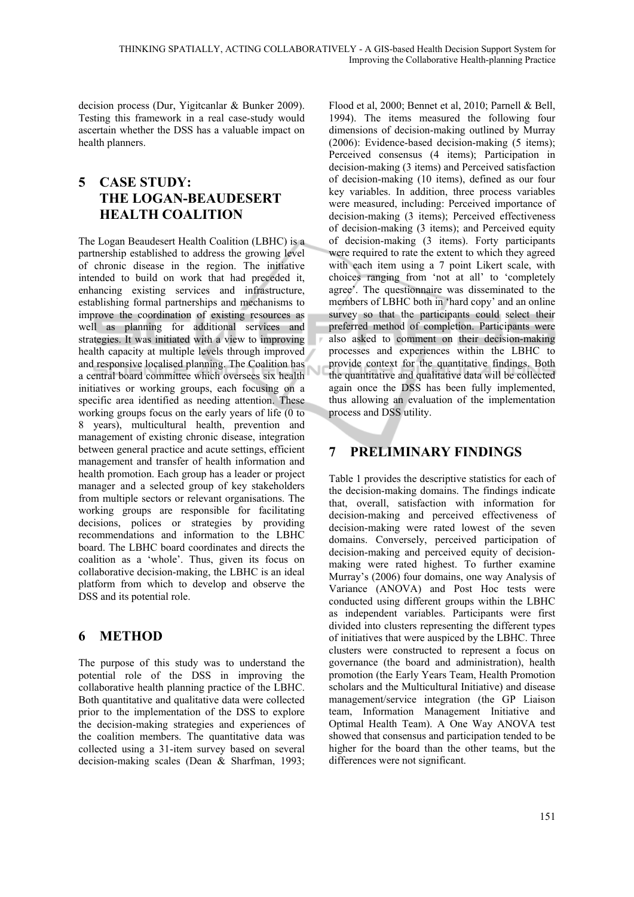decision process (Dur, Yigitcanlar & Bunker 2009). Testing this framework in a real case-study would ascertain whether the DSS has a valuable impact on health planners.

## 5 CASE STUDY: THE LOGAN-BEAUDESERT HEALTH COALITION

The Logan Beaudesert Health Coalition (LBHC) is a partnership established to address the growing level of chronic disease in the region. The initiative intended to build on work that had preceded it, enhancing existing services and infrastructure, establishing formal partnerships and mechanisms to improve the coordination of existing resources as well as planning for additional services and strategies. It was initiated with a view to improving health capacity at multiple levels through improved and responsive localised planning. The Coalition has a central board committee which oversees six health initiatives or working groups, each focusing on a specific area identified as needing attention. These working groups focus on the early years of life (0 to 8 years), multicultural health, prevention and management of existing chronic disease, integration between general practice and acute settings, efficient management and transfer of health information and health promotion. Each group has a leader or project manager and a selected group of key stakeholders from multiple sectors or relevant organisations. The working groups are responsible for facilitating decisions, polices or strategies by providing recommendations and information to the LBHC board. The LBHC board coordinates and directs the coalition as a 'whole'. Thus, given its focus on collaborative decision-making, the LBHC is an ideal platform from which to develop and observe the DSS and its potential role.

## 6 METHOD

The purpose of this study was to understand the potential role of the DSS in improving the collaborative health planning practice of the LBHC. Both quantitative and qualitative data were collected prior to the implementation of the DSS to explore the decision-making strategies and experiences of the coalition members. The quantitative data was collected using a 31-item survey based on several decision-making scales (Dean & Sharfman, 1993; Flood et al, 2000; Bennet et al, 2010; Parnell & Bell, 1994). The items measured the following four dimensions of decision-making outlined by Murray (2006): Evidence-based decision-making (5 items); Perceived consensus (4 items); Participation in decision-making (3 items) and Perceived satisfaction of decision-making (10 items), defined as our four key variables. In addition, three process variables were measured, including: Perceived importance of decision-making (3 items); Perceived effectiveness of decision-making (3 items); and Perceived equity of decision-making (3 items). Forty participants were required to rate the extent to which they agreed with each item using a 7 point Likert scale, with choices ranging from 'not at all' to 'completely agree'. The questionnaire was disseminated to the members of LBHC both in 'hard copy' and an online survey so that the participants could select their preferred method of completion. Participants were also asked to comment on their decision-making processes and experiences within the LBHC to provide context for the quantitative findings. Both the quantitative and qualitative data will be collected again once the DSS has been fully implemented, thus allowing an evaluation of the implementation process and DSS utility.

## 7 PRELIMINARY FINDINGS

Table 1 provides the descriptive statistics for each of the decision-making domains. The findings indicate that, overall, satisfaction with information for decision-making and perceived effectiveness of decision-making were rated lowest of the seven domains. Conversely, perceived participation of decision-making and perceived equity of decision-making were rated highest. To further examine Murray's (2006) four domains, one way Analysis of Variance (ANOVA) and Post Hoc tests were conducted using different groups within the LBHC as independent variables. Participants were first divided into clusters representing the different types of initiatives that were auspiced by the LBHC. Three clusters were constructed to represent a focus on governance (the board and administration), health promotion (the Early Years Team, Health Promotion scholars and the Multicultural Initiative) and disease management/service integration (the GP Liaison team, Information Management Initiative and Optimal Health Team). A One Way ANOVA test showed that consensus and participation tended to be higher for the board than the other teams, but the differences were not significant.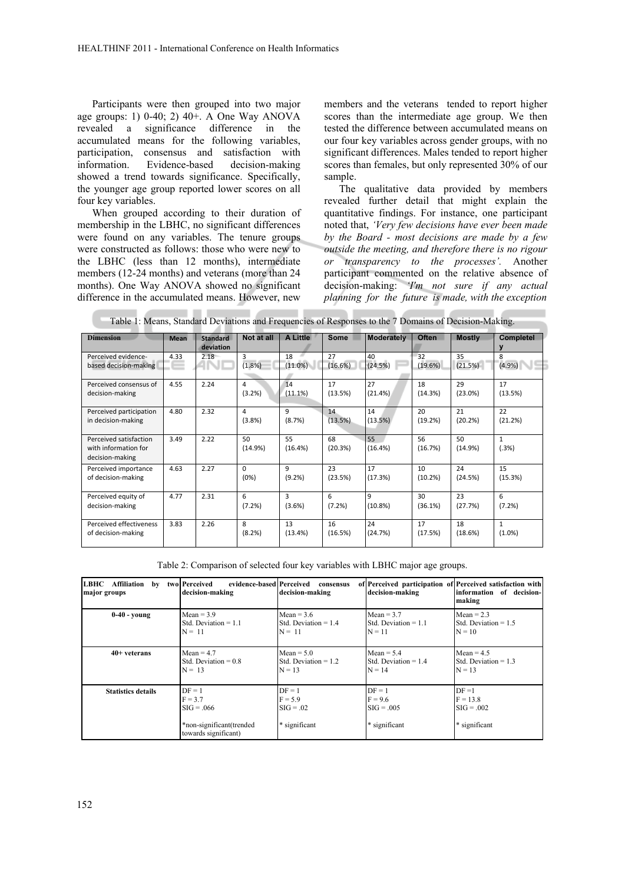Participants were then grouped into two major age groups: 1) 0-40; 2) 40+. A One Way ANOVA revealed a significance difference in the accumulated means for the following variables, participation, consensus and satisfaction with information. Evidence-based decision-making showed a trend towards significance. Specifically, the younger age group reported lower scores on all four key variables.

When grouped according to their duration of membership in the LBHC, no significant differences were found on any variables. The tenure groups were constructed as follows: those who were new to the LBHC (less than 12 months), intermediate members (12-24 months) and veterans (more than 24 months). One Way ANOVA showed no significant difference in the accumulated means. However, new members and the veterans tended to report higher scores than the intermediate age group. We then tested the difference between accumulated means on our four key variables across gender groups, with no significant differences. Males tended to report higher scores than females, but only represented 30% of our sample.

The qualitative data provided by members revealed further detail that might explain the quantitative findings. For instance, one participant noted that, *'Very few decisions have ever been made by the Board - most decisions are made by a few outside the meeting, and therefore there is no rigour or transparency to the processes'.* Another participant commented on the relative absence of decision-making: *'I'm not sure if any actual planning for the future is made, with the exception*

Table 1: Means, Standard Deviations and Frequencies of Responses to the 7 Domains of Decision-Making.

| Dimension | Mean | Standard deviation | Not at all | A Little | Some | Moderately | Often | Mostly | Completely |
|---|---|---|---|---|---|---|---|---|---|
| Perceived evidence-based decision-making | 4.33 | 2.18 | 3 (1.8%) | 18 (11.0%) | 27 (16.6%) | 40 (24.5%) | 32 (19.6%) | 35 (21.5%) | 8 (4.9%) |
| Perceived consensus of decision-making | 4.55 | 2.24 | 4 (3.2%) | 14 (11.1%) | 17 (13.5%) | 27 (21.4%) | 18 (14.3%) | 29 (23.0%) | 17 (13.5%) |
| Perceived participation in decision-making | 4.80 | 2.32 | 4 (3.8%) | 9 (8.7%) | 14 (13.5%) | 14 (13.5%) | 20 (19.2%) | 21 (20.2%) | 22 (21.2%) |
| Perceived satisfaction with information for decision-making | 3.49 | 2.22 | 50 (14.9%) | 55 (16.4%) | 68 (20.3%) | 55 (16.4%) | 56 (16.7%) | 50 (14.9%) | 1 (.3%) |
| Perceived importance of decision-making | 4.63 | 2.27 | 0 (0%) | 9 (9.2%) | 23 (23.5%) | 17 (17.3%) | 10 (10.2%) | 24 (24.5%) | 15 (15.3%) |
| Perceived equity of decision-making | 4.77 | 2.31 | 6 (7.2%) | 3 (3.6%) | 6 (7.2%) | 9 (10.8%) | 30 (36.1%) | 23 (27.7%) | 6 (7.2%) |
| Perceived effectiveness of decision-making | 3.83 | 2.26 | 8 (8.2%) | 13 (13.4%) | 16 (16.5%) | 24 (24.7%) | 17 (17.5%) | 18 (18.6%) | 1 (1.0%) |

Table 2: Comparison of selected four key variables with LBHC major age groups.

| LBHC Affiliation by two major groups | Perceived evidence-based decision-making | Perceived consensus of decision-making | Perceived participation of decision-making | Perceived satisfaction with information of decision-making |
|---|---|---|---|---|
| **0-40 - young** | Mean = 3.9<br>Std. Deviation = 1.1<br>N = 11 | Mean = 3.6<br>Std. Deviation = 1.4<br>N = 11 | Mean = 3.7<br>Std. Deviation = 1.1<br>N = 11 | Mean = 2.3<br>Std. Deviation = 1.5<br>N = 10 |
| **40+ veterans** | Mean = 4.7<br>Std. Deviation = 0.8<br>N = 13 | Mean = 5.0<br>Std. Deviation = 1.2<br>N = 13 | Mean = 5.4<br>Std. Deviation = 1.4<br>N = 14 | Mean = 4.5<br>Std. Deviation = 1.3<br>N = 13 |
| **Statistics details** | DF = 1<br>F = 3.7<br>SIG = .066<br><br>*non-significant(trended towards significant) | DF = 1<br>F = 5.9<br>SIG = .02<br><br>* significant | DF = 1<br>F = 9.6<br>SIG = .005<br><br>* significant | DF =1<br>F = 13.8<br>SIG = .002<br><br>* significant |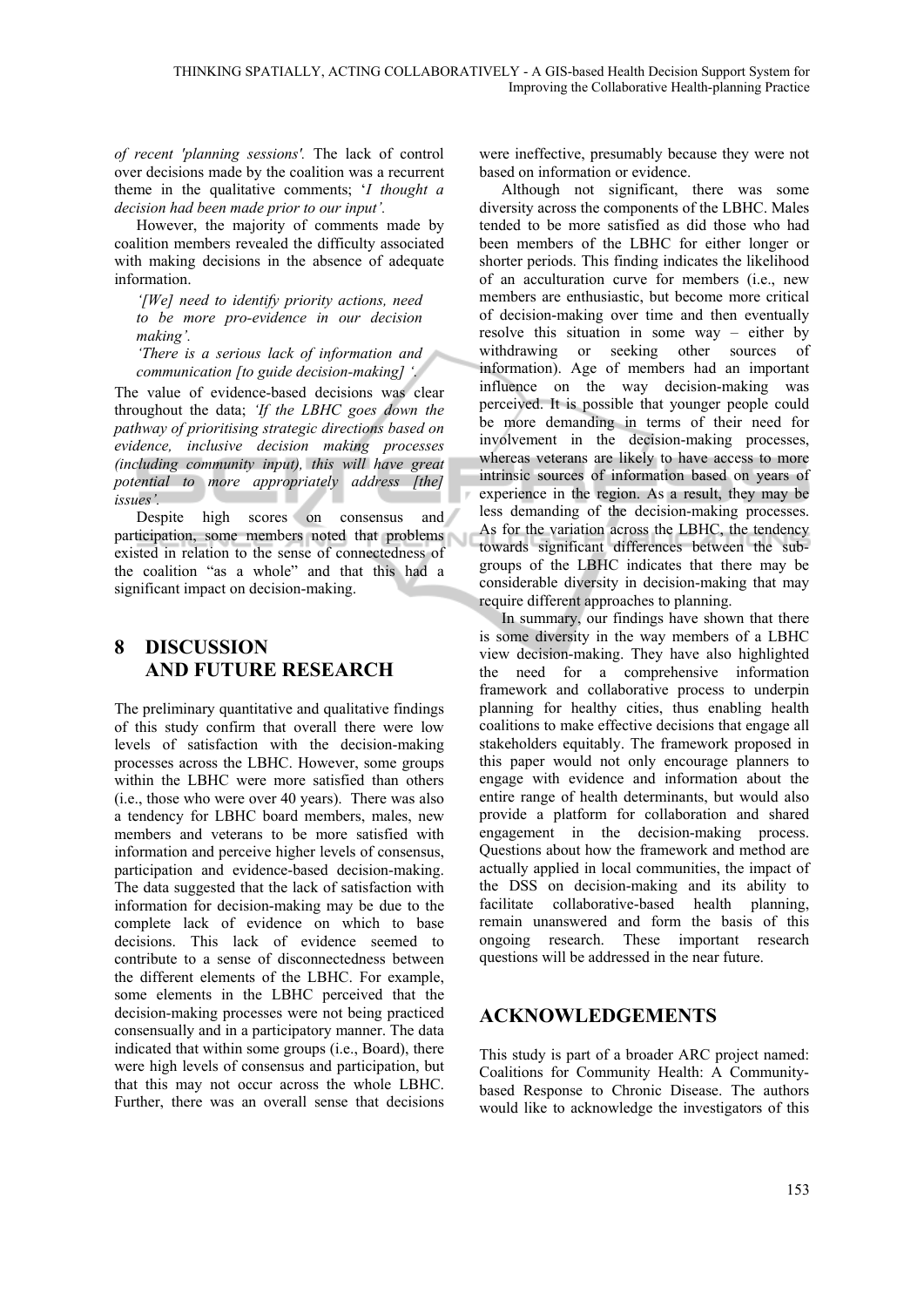*of recent 'planning sessions'.* The lack of control over decisions made by the coalition was a recurrent theme in the qualitative comments; '*I thought a decision had been made prior to our input'.*

However, the majority of comments made by coalition members revealed the difficulty associated with making decisions in the absence of adequate information.

> *'[We] need to identify priority actions, need to be more pro-evidence in our decision making'.*
>
> *'There is a serious lack of information and communication [to guide decision-making] '.*

The value of evidence-based decisions was clear throughout the data; *'If the LBHC goes down the pathway of prioritising strategic directions based on evidence, inclusive decision making processes (including community input), this will have great potential to more appropriately address [the] issues'.*

Despite high scores on consensus and participation, some members noted that problems existed in relation to the sense of connectedness of the coalition "as a whole" and that this had a significant impact on decision-making.

# 8 DISCUSSION AND FUTURE RESEARCH

The preliminary quantitative and qualitative findings of this study confirm that overall there were low levels of satisfaction with the decision-making processes across the LBHC. However, some groups within the LBHC were more satisfied than others (i.e., those who were over 40 years). There was also a tendency for LBHC board members, males, new members and veterans to be more satisfied with information and perceive higher levels of consensus, participation and evidence-based decision-making. The data suggested that the lack of satisfaction with information for decision-making may be due to the complete lack of evidence on which to base decisions. This lack of evidence seemed to contribute to a sense of disconnectedness between the different elements of the LBHC. For example, some elements in the LBHC perceived that the decision-making processes were not being practiced consensually and in a participatory manner. The data indicated that within some groups (i.e., Board), there were high levels of consensus and participation, but that this may not occur across the whole LBHC. Further, there was an overall sense that decisions were ineffective, presumably because they were not based on information or evidence.

Although not significant, there was some diversity across the components of the LBHC. Males tended to be more satisfied as did those who had been members of the LBHC for either longer or shorter periods. This finding indicates the likelihood of an acculturation curve for members (i.e., new members are enthusiastic, but become more critical of decision-making over time and then eventually resolve this situation in some way – either by withdrawing or seeking other sources of information). Age of members had an important influence on the way decision-making was perceived. It is possible that younger people could be more demanding in terms of their need for involvement in the decision-making processes, whereas veterans are likely to have access to more intrinsic sources of information based on years of experience in the region. As a result, they may be less demanding of the decision-making processes. As for the variation across the LBHC, the tendency towards significant differences between the sub-groups of the LBHC indicates that there may be considerable diversity in decision-making that may require different approaches to planning.

In summary, our findings have shown that there is some diversity in the way members of a LBHC view decision-making. They have also highlighted the need for a comprehensive information framework and collaborative process to underpin planning for healthy cities, thus enabling health coalitions to make effective decisions that engage all stakeholders equitably. The framework proposed in this paper would not only encourage planners to engage with evidence and information about the entire range of health determinants, but would also provide a platform for collaboration and shared engagement in the decision-making process. Questions about how the framework and method are actually applied in local communities, the impact of the DSS on decision-making and its ability to facilitate collaborative-based health planning, remain unanswered and form the basis of this ongoing research. These important research questions will be addressed in the near future.

# ACKNOWLEDGEMENTS

This study is part of a broader ARC project named: Coalitions for Community Health: A Community-based Response to Chronic Disease. The authors would like to acknowledge the investigators of this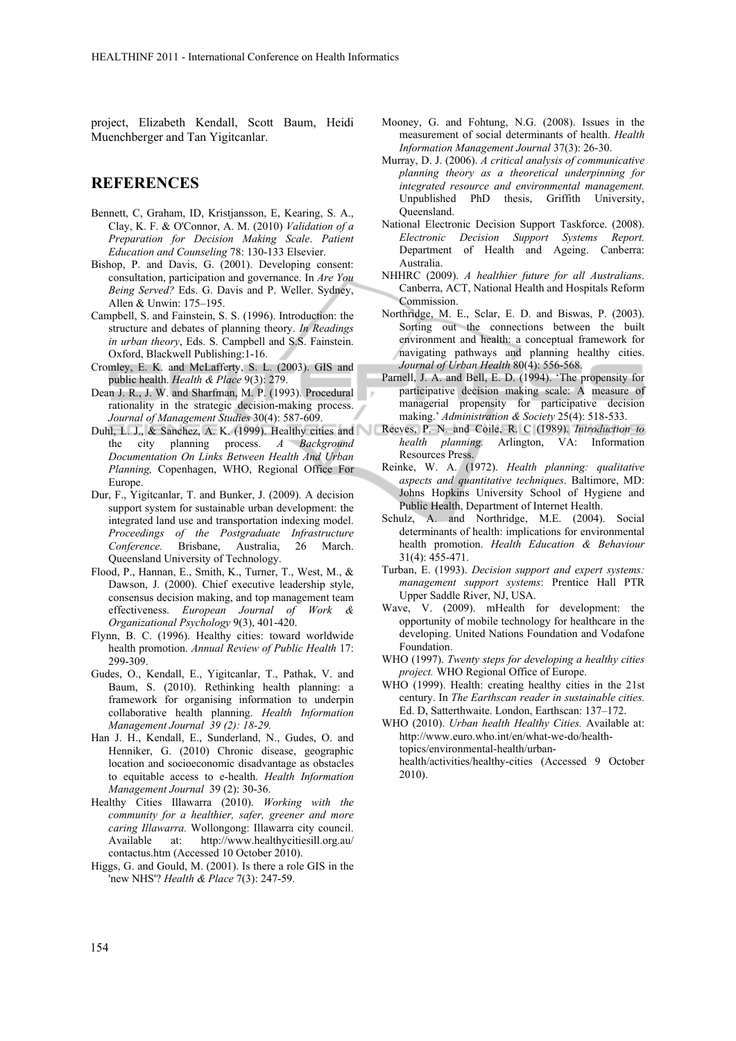project, Elizabeth Kendall, Scott Baum, Heidi Muenchberger and Tan Yigitcanlar.

## REFERENCES

Bennett, C, Graham, ID, Kristjansson, E, Kearing, S. A., Clay, K. F. & O'Connor, A. M. (2010) *Validation of a Preparation for Decision Making Scale*. *Patient Education and Counseling* 78: 130-133 Elsevier.

Bishop, P. and Davis, G. (2001). Developing consent: consultation, participation and governance. In *Are You Being Served?* Eds. G. Davis and P. Weller. Sydney, Allen & Unwin: 175–195.

Campbell, S. and Fainstein, S. S. (1996). Introduction: the structure and debates of planning theory. *In Readings in urban theory*, Eds. S. Campbell and S.S. Fainstein. Oxford, Blackwell Publishing:1-16.

Cromley, E. K. and McLafferty, S. L. (2003). GIS and public health. *Health & Place* 9(3): 279.

Dean J. R., J. W. and Sharfman, M. P. (1993). Procedural rationality in the strategic decision-making process. *Journal of Management Studies* 30(4): 587-609.

Duhl, L. J., & Sanchez, A. K. (1999). Healthy cities and the city planning process. *A Background Documentation On Links Between Health And Urban Planning,* Copenhagen, WHO, Regional Office For Europe.

Dur, F., Yigitcanlar, T. and Bunker, J. (2009). A decision support system for sustainable urban development: the integrated land use and transportation indexing model. *Proceedings of the Postgraduate Infrastructure Conference.* Brisbane, Australia, 26 March. Queensland University of Technology.

Flood, P., Hannan, E., Smith, K., Turner, T., West, M., & Dawson, J. (2000). Chief executive leadership style, consensus decision making, and top management team effectiveness. *European Journal of Work & Organizational Psychology* 9(3), 401-420.

Flynn, B. C. (1996). Healthy cities: toward worldwide health promotion. *Annual Review of Public Health* 17: 299-309.

Gudes, O., Kendall, E., Yigitcanlar, T., Pathak, V. and Baum, S. (2010). Rethinking health planning: a framework for organising information to underpin collaborative health planning. *Health Information Management Journal 39 (2): 18-29.*

Han J. H., Kendall, E., Sunderland, N., Gudes, O. and Henniker, G. (2010) Chronic disease, geographic location and socioeconomic disadvantage as obstacles to equitable access to e-health. *Health Information Management Journal* 39 (2): 30-36.

Healthy Cities Illawarra (2010). *Working with the community for a healthier, safer, greener and more caring Illawarra.* Wollongong: Illawarra city council. Available at: http://www.healthycitiesill.org.au/ contactus.htm (Accessed 10 October 2010).

Higgs, G. and Gould, M. (2001). Is there a role GIS in the 'new NHS'? *Health & Place* 7(3): 247-59.

Mooney, G. and Fohtung, N.G. (2008). Issues in the measurement of social determinants of health. *Health Information Management Journal* 37(3): 26-30.

Murray, D. J. (2006). *A critical analysis of communicative planning theory as a theoretical underpinning for integrated resource and environmental management.* Unpublished PhD thesis, Griffith University, Queensland.

National Electronic Decision Support Taskforce. (2008). *Electronic Decision Support Systems Report.* Department of Health and Ageing. Canberra: Australia.

NHHRC (2009). *A healthier future for all Australians*. Canberra, ACT, National Health and Hospitals Reform Commission.

Northridge, M. E., Sclar, E. D. and Biswas, P. (2003). Sorting out the connections between the built environment and health: a conceptual framework for navigating pathways and planning healthy cities. *Journal of Urban Health* 80(4): 556-568.

Parnell, J. A. and Bell, E. D. (1994). 'The propensity for participative decision making scale: A measure of managerial propensity for participative decision making.' *Administration & Society* 25(4): 518-533.

Reeves, P. N. and Coile, R. C (1989). *Introduction to health planning.* Arlington, VA: Information Resources Press.

Reinke, W. A. (1972). *Health planning: qualitative aspects and quantitative techniques*. Baltimore, MD: Johns Hopkins University School of Hygiene and Public Health, Department of Internet Health.

Schulz, A. and Northridge, M.E. (2004). Social determinants of health: implications for environmental health promotion. *Health Education & Behaviour* 31(4): 455-471.

Turban, E. (1993). *Decision support and expert systems: management support systems*: Prentice Hall PTR Upper Saddle River, NJ, USA.

Wave, V. (2009). mHealth for development: the opportunity of mobile technology for healthcare in the developing. United Nations Foundation and Vodafone Foundation.

WHO (1997). *Twenty steps for developing a healthy cities project.* WHO Regional Office of Europe.

WHO (1999). Health: creating healthy cities in the 21st century. In *The Earthscan reader in sustainable cities*. Ed. D, Satterthwaite. London, Earthscan: 137–172.

WHO (2010). *Urban health Healthy Cities.* Available at: http://www.euro.who.int/en/what-we-do/health-topics/environmental-health/urban-health/activities/healthy-cities (Accessed 9 October 2010).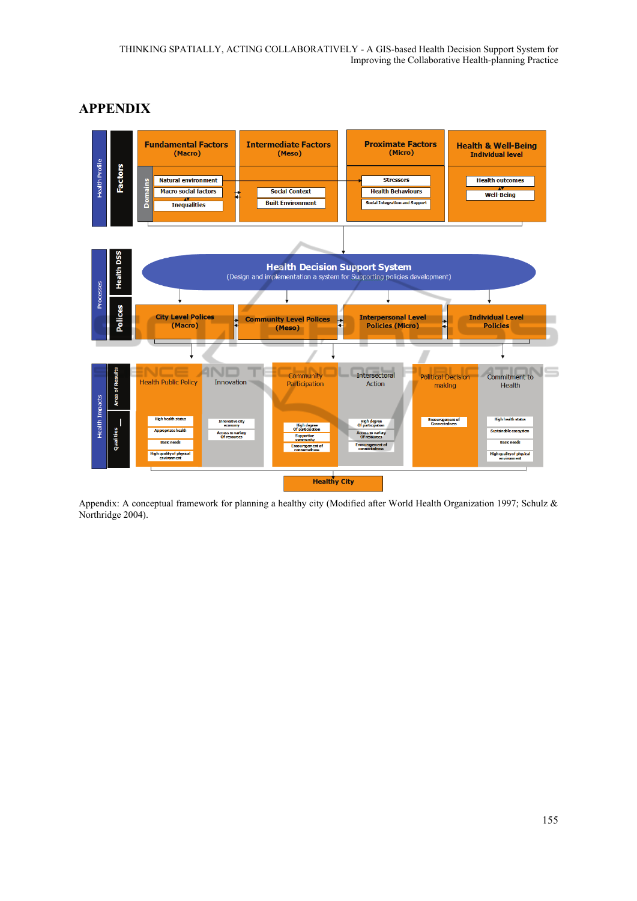# APPENDIX

Health Profile

Factors

Fundamental Factors (Macro)

Intermediate Factors (Meso)

Proximate Factors (Micro)

Health & Well-Being Individual level

Domains

Natural environment

Macro social factors

Inequalities

Social Context

Built Environment

Stressors

Health Behaviours

Social Integration and Support

Health outcomes

Well-Being

Processes

Health DSS

Health Decision Support System

(Design and implementation a system for Supporting policies development)

Polices

City Level Polices (Macro)

Community Level Polices (Meso)

Interpersonal Level Policies (Micro)

Individual Level Policies

Health Impacts

Area of Results

Qualities

Health Public Policy

Innovation

Community Participation

Intersectoral Action

Political Decision making

Commitment to Health

High health status

Appropriate health

Basic needs

High quality of physical environment

Innovative city economy

Access to variety Of resources

High degree Of participation

Supportive community

Encouragement of connectedness

High degree Of participation

Access to variety Of resources

Encouragement of connectedness

Encouragement of Connectedness

High health status

Sustainable ecosystem

Basic needs

High quality of physical environment

Healthy City

Appendix: A conceptual framework for planning a healthy city (Modified after World Health Organization 1997; Schulz & Northridge 2004).